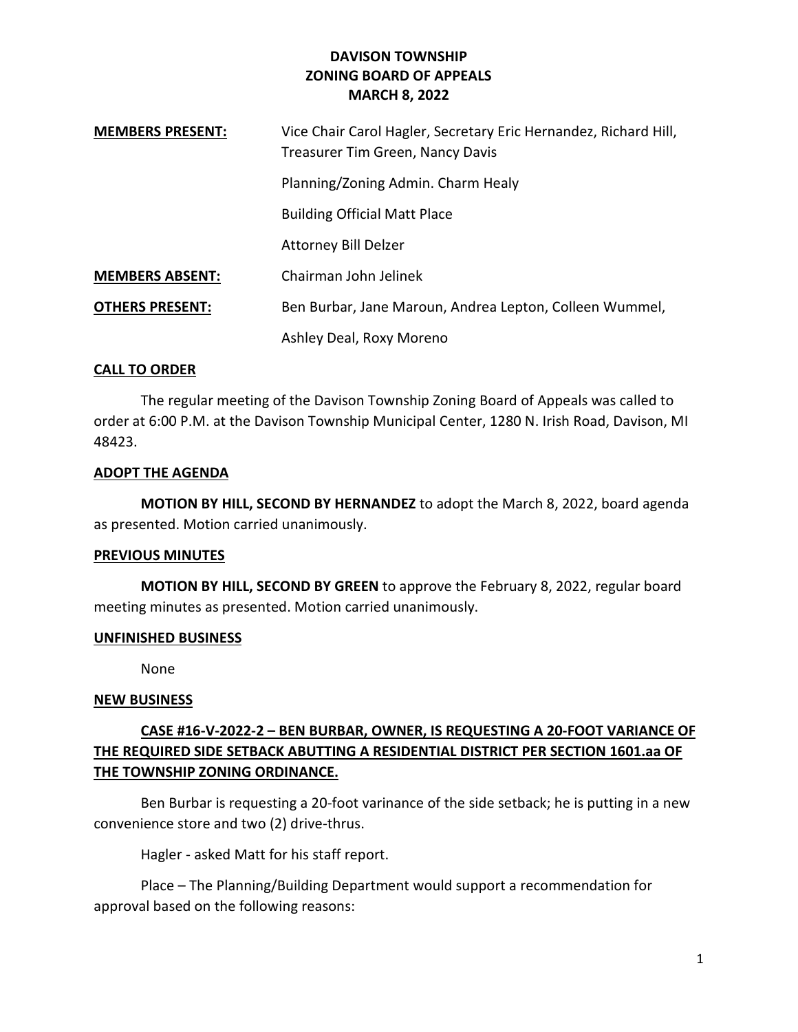# DAVISON TOWNSHIP
## ZONING BOARD OF APPEALS
## MARCH 8, 2022

**MEMBERS PRESENT:** Vice Chair Carol Hagler, Secretary Eric Hernandez, Richard Hill, Treasurer Tim Green, Nancy Davis

Planning/Zoning Admin. Charm Healy

Building Official Matt Place

Attorney Bill Delzer

**MEMBERS ABSENT:** Chairman John Jelinek

**OTHERS PRESENT:** Ben Burbar, Jane Maroun, Andrea Lepton, Colleen Wummel, Ashley Deal, Roxy Moreno

**CALL TO ORDER**

The regular meeting of the Davison Township Zoning Board of Appeals was called to order at 6:00 P.M. at the Davison Township Municipal Center, 1280 N. Irish Road, Davison, MI 48423.

**ADOPT THE AGENDA**

**MOTION BY HILL, SECOND BY HERNANDEZ** to adopt the March 8, 2022, board agenda as presented. Motion carried unanimously.

**PREVIOUS MINUTES**

**MOTION BY HILL, SECOND BY GREEN** to approve the February 8, 2022, regular board meeting minutes as presented. Motion carried unanimously.

**UNFINISHED BUSINESS**

None

**NEW BUSINESS**

**CASE #16-V-2022-2 – BEN BURBAR, OWNER, IS REQUESTING A 20-FOOT VARIANCE OF THE REQUIRED SIDE SETBACK ABUTTING A RESIDENTIAL DISTRICT PER SECTION 1601.aa OF THE TOWNSHIP ZONING ORDINANCE.**

Ben Burbar is requesting a 20-foot varinance of the side setback; he is putting in a new convenience store and two (2) drive-thrus.

Hagler - asked Matt for his staff report.

Place – The Planning/Building Department would support a recommendation for approval based on the following reasons: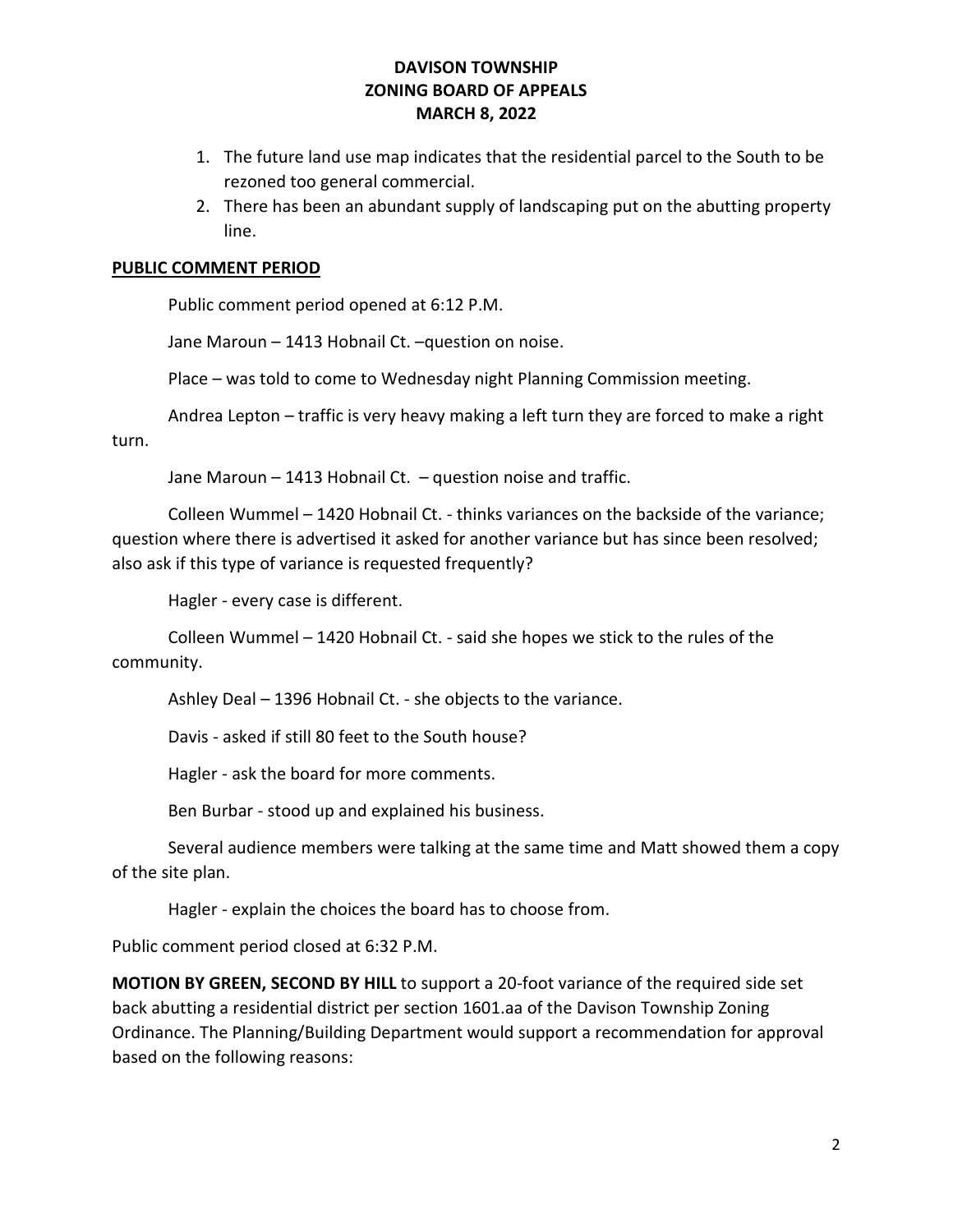**DAVISON TOWNSHIP**
**ZONING BOARD OF APPEALS**
**MARCH 8, 2022**

1. The future land use map indicates that the residential parcel to the South to be rezoned too general commercial.
2. There has been an abundant supply of landscaping put on the abutting property line.

## PUBLIC COMMENT PERIOD

Public comment period opened at 6:12 P.M.

Jane Maroun – 1413 Hobnail Ct. –question on noise.

Place – was told to come to Wednesday night Planning Commission meeting.

Andrea Lepton – traffic is very heavy making a left turn they are forced to make a right turn.

Jane Maroun – 1413 Hobnail Ct. – question noise and traffic.

Colleen Wummel – 1420 Hobnail Ct. - thinks variances on the backside of the variance; question where there is advertised it asked for another variance but has since been resolved; also ask if this type of variance is requested frequently?

Hagler - every case is different.

Colleen Wummel – 1420 Hobnail Ct. - said she hopes we stick to the rules of the community.

Ashley Deal – 1396 Hobnail Ct. - she objects to the variance.

Davis - asked if still 80 feet to the South house?

Hagler - ask the board for more comments.

Ben Burbar - stood up and explained his business.

Several audience members were talking at the same time and Matt showed them a copy of the site plan.

Hagler - explain the choices the board has to choose from.

Public comment period closed at 6:32 P.M.

**MOTION BY GREEN, SECOND BY HILL** to support a 20-foot variance of the required side set back abutting a residential district per section 1601.aa of the Davison Township Zoning Ordinance. The Planning/Building Department would support a recommendation for approval based on the following reasons: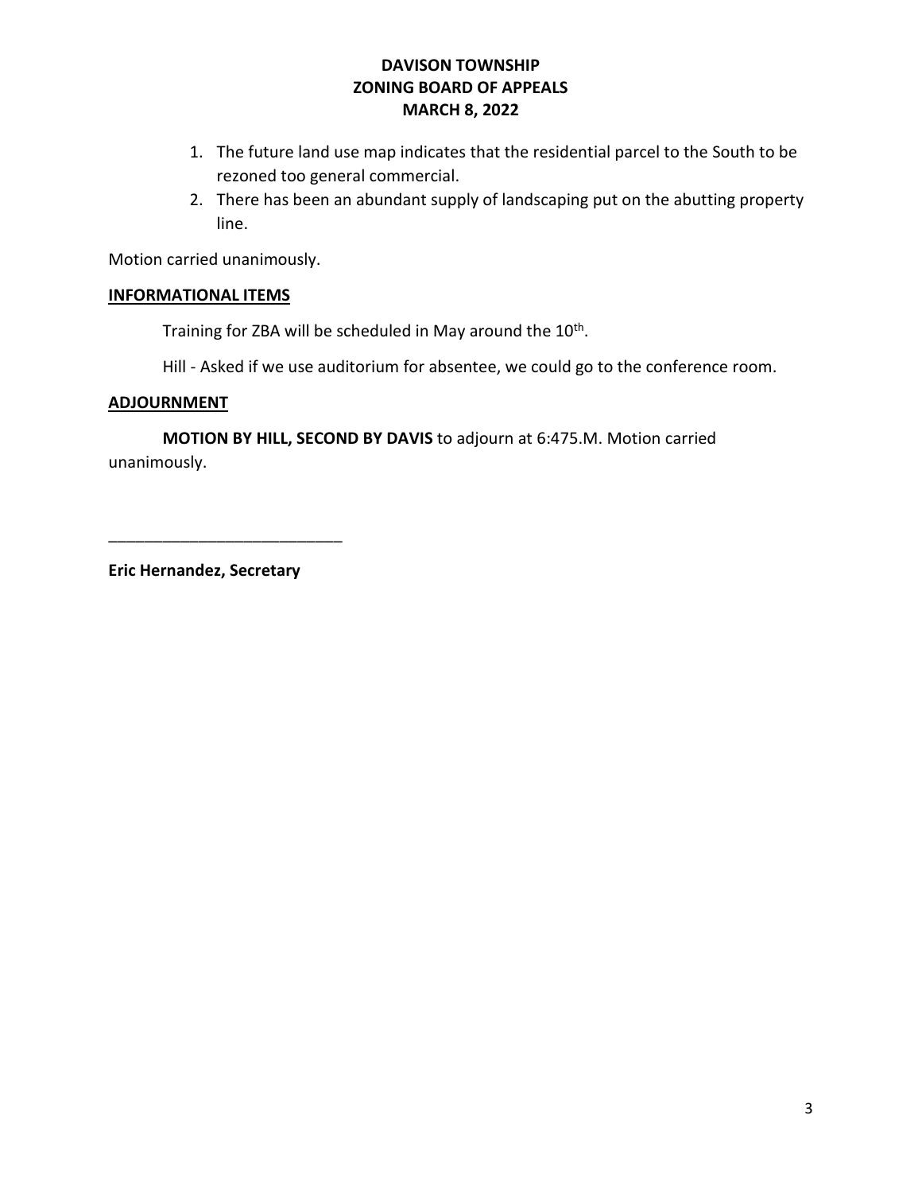# DAVISON TOWNSHIP
# ZONING BOARD OF APPEALS
# MARCH 8, 2022

1. The future land use map indicates that the residential parcel to the South to be rezoned too general commercial.
2. There has been an abundant supply of landscaping put on the abutting property line.

Motion carried unanimously.

**INFORMATIONAL ITEMS**

Training for ZBA will be scheduled in May around the 10th.

Hill - Asked if we use auditorium for absentee, we could go to the conference room.

**ADJOURNMENT**

**MOTION BY HILL, SECOND BY DAVIS** to adjourn at 6:475.M. Motion carried unanimously.

___________________________

**Eric Hernandez, Secretary**